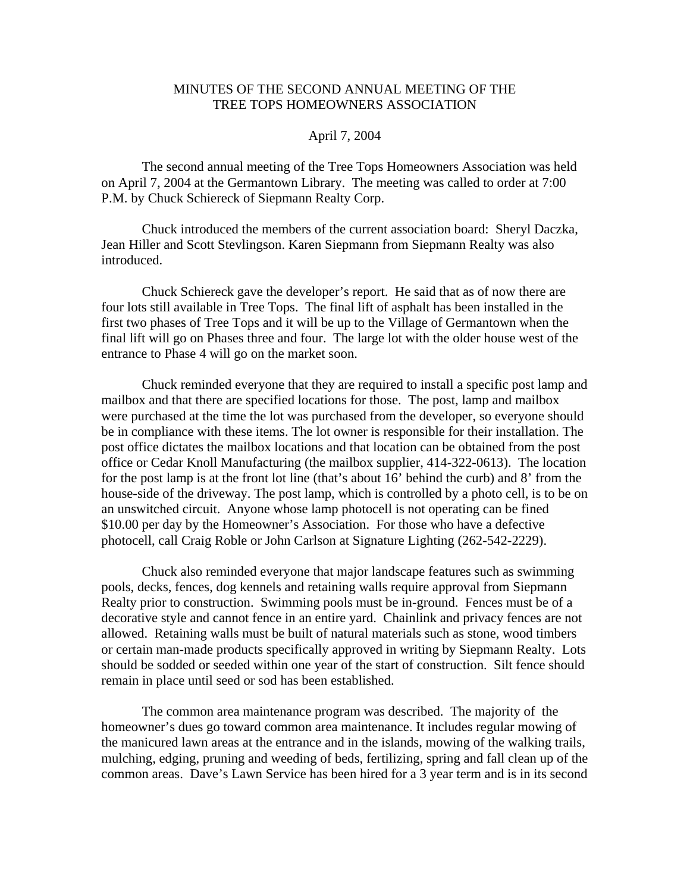# MINUTES OF THE SECOND ANNUAL MEETING OF THE TREE TOPS HOMEOWNERS ASSOCIATION

April 7, 2004

The second annual meeting of the Tree Tops Homeowners Association was held on April 7, 2004 at the Germantown Library. The meeting was called to order at 7:00 P.M. by Chuck Schiereck of Siepmann Realty Corp.

Chuck introduced the members of the current association board: Sheryl Daczka, Jean Hiller and Scott Stevlingson. Karen Siepmann from Siepmann Realty was also introduced.

Chuck Schiereck gave the developer's report. He said that as of now there are four lots still available in Tree Tops. The final lift of asphalt has been installed in the first two phases of Tree Tops and it will be up to the Village of Germantown when the final lift will go on Phases three and four. The large lot with the older house west of the entrance to Phase 4 will go on the market soon.

Chuck reminded everyone that they are required to install a specific post lamp and mailbox and that there are specified locations for those. The post, lamp and mailbox were purchased at the time the lot was purchased from the developer, so everyone should be in compliance with these items. The lot owner is responsible for their installation. The post office dictates the mailbox locations and that location can be obtained from the post office or Cedar Knoll Manufacturing (the mailbox supplier, 414-322-0613). The location for the post lamp is at the front lot line (that's about 16' behind the curb) and 8' from the house-side of the driveway. The post lamp, which is controlled by a photo cell, is to be on an unswitched circuit. Anyone whose lamp photocell is not operating can be fined $10.00 per day by the Homeowner's Association. For those who have a defective photocell, call Craig Roble or John Carlson at Signature Lighting (262-542-2229).

Chuck also reminded everyone that major landscape features such as swimming pools, decks, fences, dog kennels and retaining walls require approval from Siepmann Realty prior to construction. Swimming pools must be in-ground. Fences must be of a decorative style and cannot fence in an entire yard. Chainlink and privacy fences are not allowed. Retaining walls must be built of natural materials such as stone, wood timbers or certain man-made products specifically approved in writing by Siepmann Realty. Lots should be sodded or seeded within one year of the start of construction. Silt fence should remain in place until seed or sod has been established.

The common area maintenance program was described. The majority of the homeowner's dues go toward common area maintenance. It includes regular mowing of the manicured lawn areas at the entrance and in the islands, mowing of the walking trails, mulching, edging, pruning and weeding of beds, fertilizing, spring and fall clean up of the common areas. Dave's Lawn Service has been hired for a 3 year term and is in its second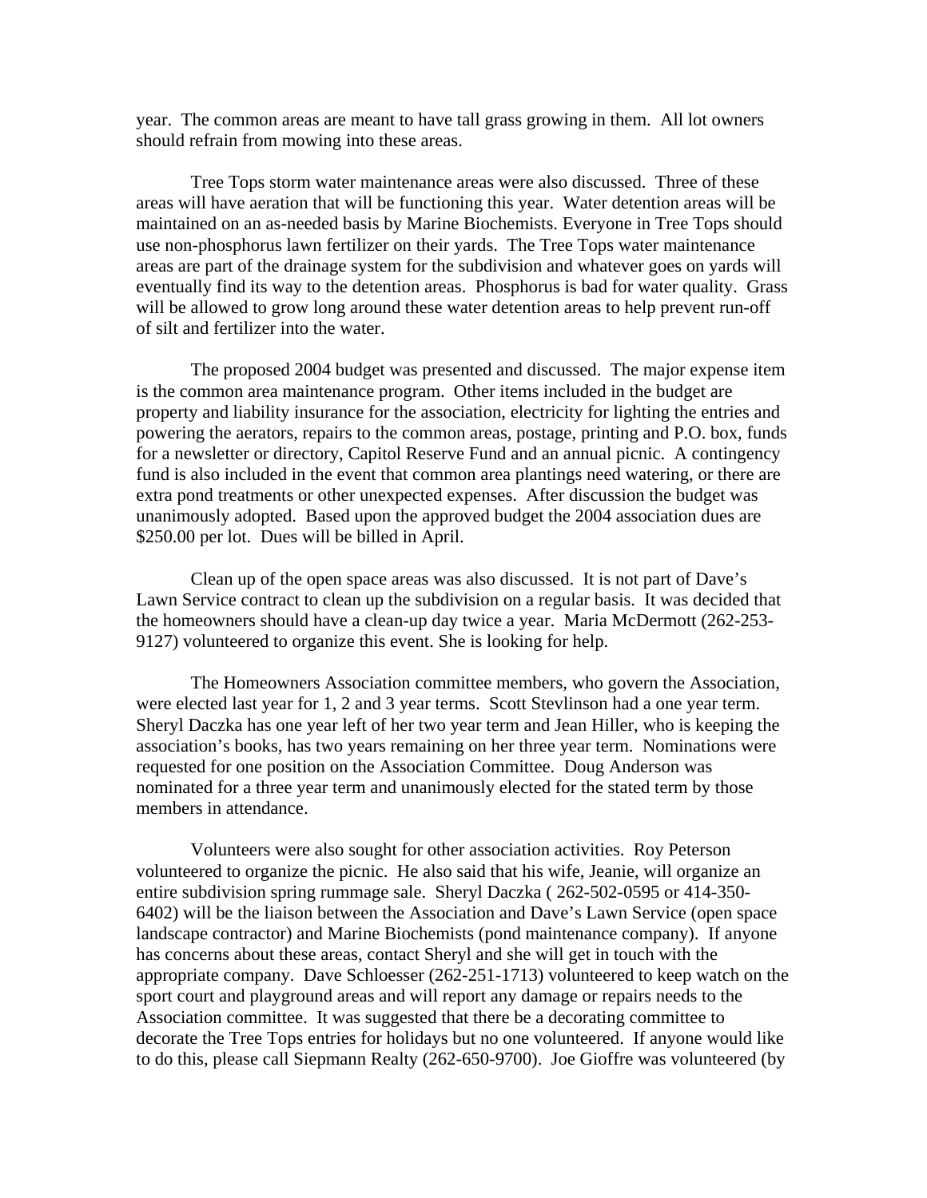year. The common areas are meant to have tall grass growing in them. All lot owners should refrain from mowing into these areas.

Tree Tops storm water maintenance areas were also discussed. Three of these areas will have aeration that will be functioning this year. Water detention areas will be maintained on an as-needed basis by Marine Biochemists. Everyone in Tree Tops should use non-phosphorus lawn fertilizer on their yards. The Tree Tops water maintenance areas are part of the drainage system for the subdivision and whatever goes on yards will eventually find its way to the detention areas. Phosphorus is bad for water quality. Grass will be allowed to grow long around these water detention areas to help prevent run-off of silt and fertilizer into the water.

The proposed 2004 budget was presented and discussed. The major expense item is the common area maintenance program. Other items included in the budget are property and liability insurance for the association, electricity for lighting the entries and powering the aerators, repairs to the common areas, postage, printing and P.O. box, funds for a newsletter or directory, Capitol Reserve Fund and an annual picnic. A contingency fund is also included in the event that common area plantings need watering, or there are extra pond treatments or other unexpected expenses. After discussion the budget was unanimously adopted. Based upon the approved budget the 2004 association dues are $250.00 per lot. Dues will be billed in April.

Clean up of the open space areas was also discussed. It is not part of Dave's Lawn Service contract to clean up the subdivision on a regular basis. It was decided that the homeowners should have a clean-up day twice a year. Maria McDermott (262-253-9127) volunteered to organize this event. She is looking for help.

The Homeowners Association committee members, who govern the Association, were elected last year for 1, 2 and 3 year terms. Scott Stevlinson had a one year term. Sheryl Daczka has one year left of her two year term and Jean Hiller, who is keeping the association's books, has two years remaining on her three year term. Nominations were requested for one position on the Association Committee. Doug Anderson was nominated for a three year term and unanimously elected for the stated term by those members in attendance.

Volunteers were also sought for other association activities. Roy Peterson volunteered to organize the picnic. He also said that his wife, Jeanie, will organize an entire subdivision spring rummage sale. Sheryl Daczka ( 262-502-0595 or 414-350-6402) will be the liaison between the Association and Dave's Lawn Service (open space landscape contractor) and Marine Biochemists (pond maintenance company). If anyone has concerns about these areas, contact Sheryl and she will get in touch with the appropriate company. Dave Schloesser (262-251-1713) volunteered to keep watch on the sport court and playground areas and will report any damage or repairs needs to the Association committee. It was suggested that there be a decorating committee to decorate the Tree Tops entries for holidays but no one volunteered. If anyone would like to do this, please call Siepmann Realty (262-650-9700). Joe Gioffre was volunteered (by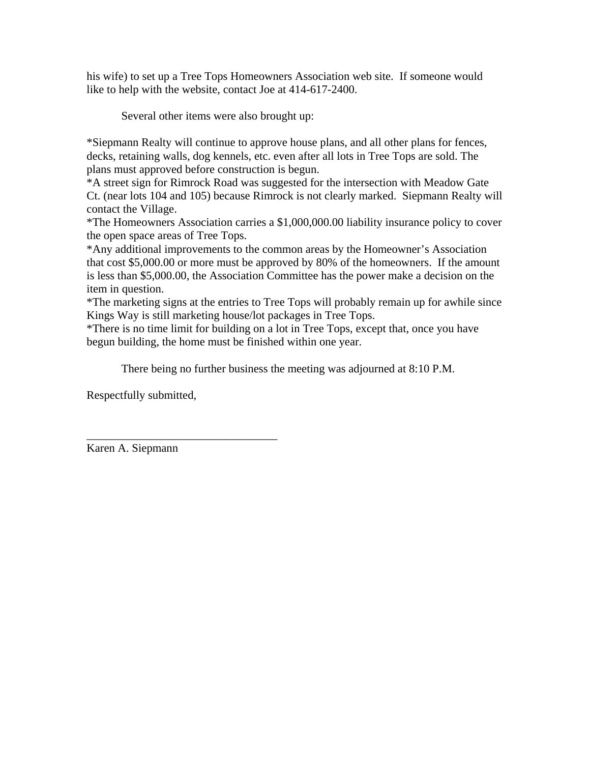his wife) to set up a Tree Tops Homeowners Association web site. If someone would like to help with the website, contact Joe at 414-617-2400.

Several other items were also brought up:

*Siepmann Realty will continue to approve house plans, and all other plans for fences, decks, retaining walls, dog kennels, etc. even after all lots in Tree Tops are sold. The plans must approved before construction is begun.
*A street sign for Rimrock Road was suggested for the intersection with Meadow Gate Ct. (near lots 104 and 105) because Rimrock is not clearly marked. Siepmann Realty will contact the Village.
*The Homeowners Association carries a $1,000,000.00 liability insurance policy to cover the open space areas of Tree Tops.
*Any additional improvements to the common areas by the Homeowner's Association that cost $5,000.00 or more must be approved by 80% of the homeowners. If the amount is less than $5,000.00, the Association Committee has the power make a decision on the item in question.
*The marketing signs at the entries to Tree Tops will probably remain up for awhile since Kings Way is still marketing house/lot packages in Tree Tops.
*There is no time limit for building on a lot in Tree Tops, except that, once you have begun building, the home must be finished within one year.

There being no further business the meeting was adjourned at 8:10 P.M.

Respectfully submitted,

_________________________________
Karen A. Siepmann